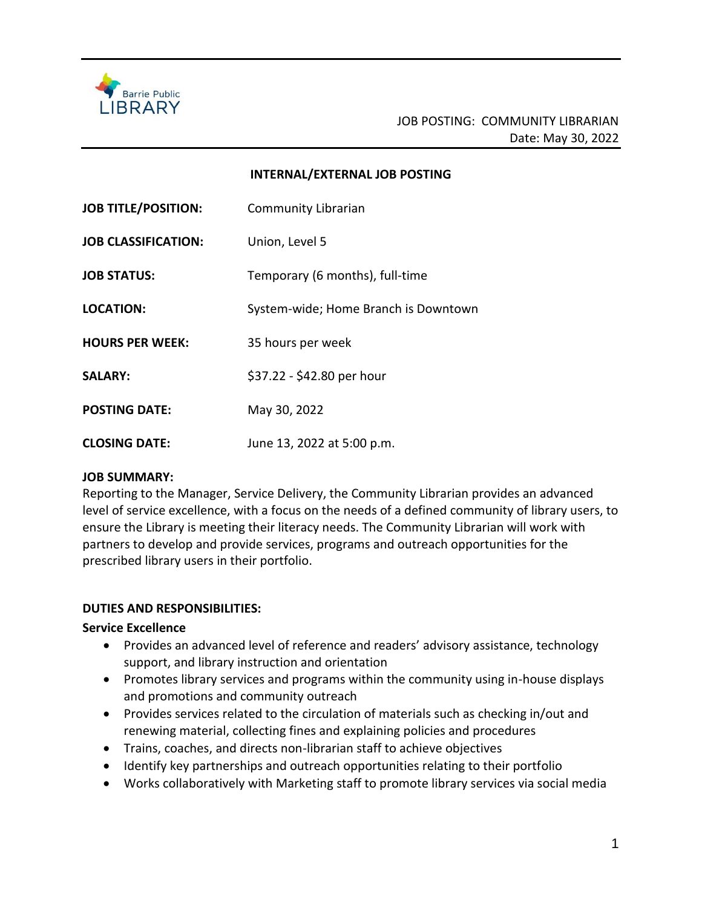Barrie Public LIBRARY

JOB POSTING: COMMUNITY LIBRARIAN
Date: May 30, 2022

**INTERNAL/EXTERNAL JOB POSTING**

| | |
|---|---|
| **JOB TITLE/POSITION:** | Community Librarian |
| **JOB CLASSIFICATION:** | Union, Level 5 |
| **JOB STATUS:** | Temporary (6 months), full-time |
| **LOCATION:** | System-wide; Home Branch is Downtown |
| **HOURS PER WEEK:** | 35 hours per week |
| **SALARY:** | $37.22 - $42.80 per hour |
| **POSTING DATE:** | May 30, 2022 |
| **CLOSING DATE:** | June 13, 2022 at 5:00 p.m. |

**JOB SUMMARY:**
Reporting to the Manager, Service Delivery, the Community Librarian provides an advanced level of service excellence, with a focus on the needs of a defined community of library users, to ensure the Library is meeting their literacy needs. The Community Librarian will work with partners to develop and provide services, programs and outreach opportunities for the prescribed library users in their portfolio.

**DUTIES AND RESPONSIBILITIES:**

**Service Excellence**

- Provides an advanced level of reference and readers' advisory assistance, technology support, and library instruction and orientation
- Promotes library services and programs within the community using in-house displays and promotions and community outreach
- Provides services related to the circulation of materials such as checking in/out and renewing material, collecting fines and explaining policies and procedures
- Trains, coaches, and directs non-librarian staff to achieve objectives
- Identify key partnerships and outreach opportunities relating to their portfolio
- Works collaboratively with Marketing staff to promote library services via social media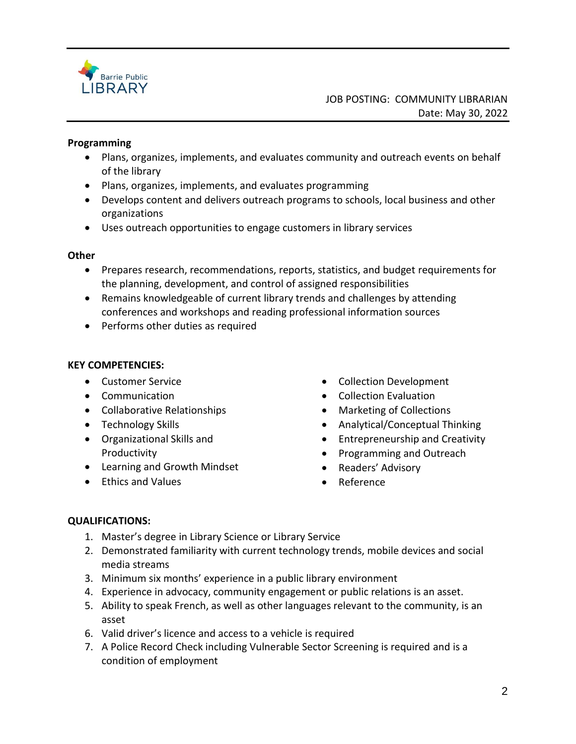#### Programming

- Plans, organizes, implements, and evaluates community and outreach events on behalf of the library
- Plans, organizes, implements, and evaluates programming
- Develops content and delivers outreach programs to schools, local business and other organizations
- Uses outreach opportunities to engage customers in library services

#### Other

- Prepares research, recommendations, reports, statistics, and budget requirements for the planning, development, and control of assigned responsibilities
- Remains knowledgeable of current library trends and challenges by attending conferences and workshops and reading professional information sources
- Performs other duties as required

### KEY COMPETENCIES:

- Customer Service
- Communication
- Collaborative Relationships
- Technology Skills
- Organizational Skills and Productivity
- Learning and Growth Mindset
- Ethics and Values
- Collection Development
- Collection Evaluation
- Marketing of Collections
- Analytical/Conceptual Thinking
- Entrepreneurship and Creativity
- Programming and Outreach
- Readers' Advisory
- Reference

### QUALIFICATIONS:

1. Master's degree in Library Science or Library Service
2. Demonstrated familiarity with current technology trends, mobile devices and social media streams
3. Minimum six months' experience in a public library environment
4. Experience in advocacy, community engagement or public relations is an asset.
5. Ability to speak French, as well as other languages relevant to the community, is an asset
6. Valid driver's licence and access to a vehicle is required
7. A Police Record Check including Vulnerable Sector Screening is required and is a condition of employment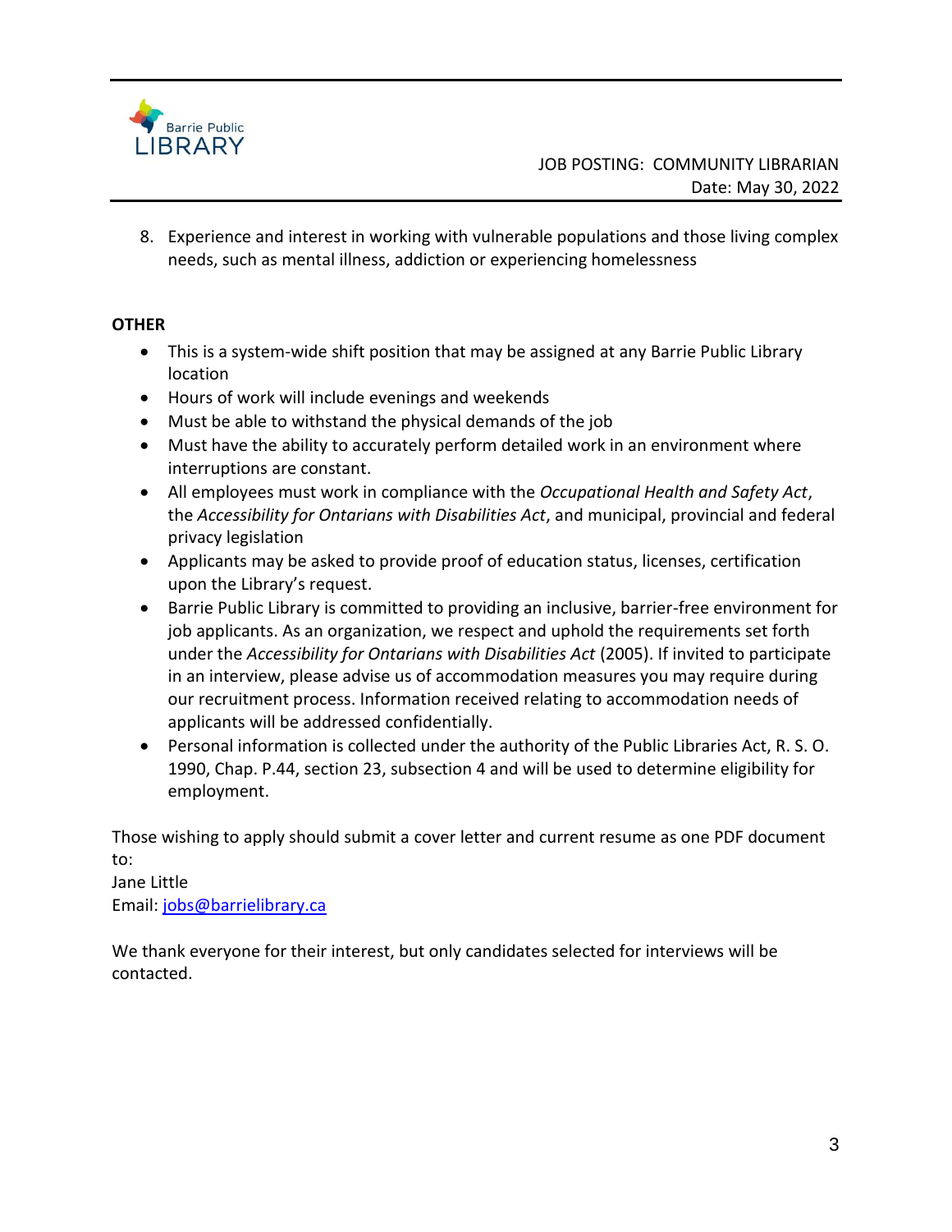8. Experience and interest in working with vulnerable populations and those living complex needs, such as mental illness, addiction or experiencing homelessness

**OTHER**

- This is a system-wide shift position that may be assigned at any Barrie Public Library location
- Hours of work will include evenings and weekends
- Must be able to withstand the physical demands of the job
- Must have the ability to accurately perform detailed work in an environment where interruptions are constant.
- All employees must work in compliance with the *Occupational Health and Safety Act*, the *Accessibility for Ontarians with Disabilities Act*, and municipal, provincial and federal privacy legislation
- Applicants may be asked to provide proof of education status, licenses, certification upon the Library's request.
- Barrie Public Library is committed to providing an inclusive, barrier-free environment for job applicants. As an organization, we respect and uphold the requirements set forth under the *Accessibility for Ontarians with Disabilities Act* (2005). If invited to participate in an interview, please advise us of accommodation measures you may require during our recruitment process. Information received relating to accommodation needs of applicants will be addressed confidentially.
- Personal information is collected under the authority of the Public Libraries Act, R. S. O. 1990, Chap. P.44, section 23, subsection 4 and will be used to determine eligibility for employment.

Those wishing to apply should submit a cover letter and current resume as one PDF document to:
Jane Little
Email: [jobs@barrielibrary.ca](mailto:jobs@barrielibrary.ca)

We thank everyone for their interest, but only candidates selected for interviews will be contacted.